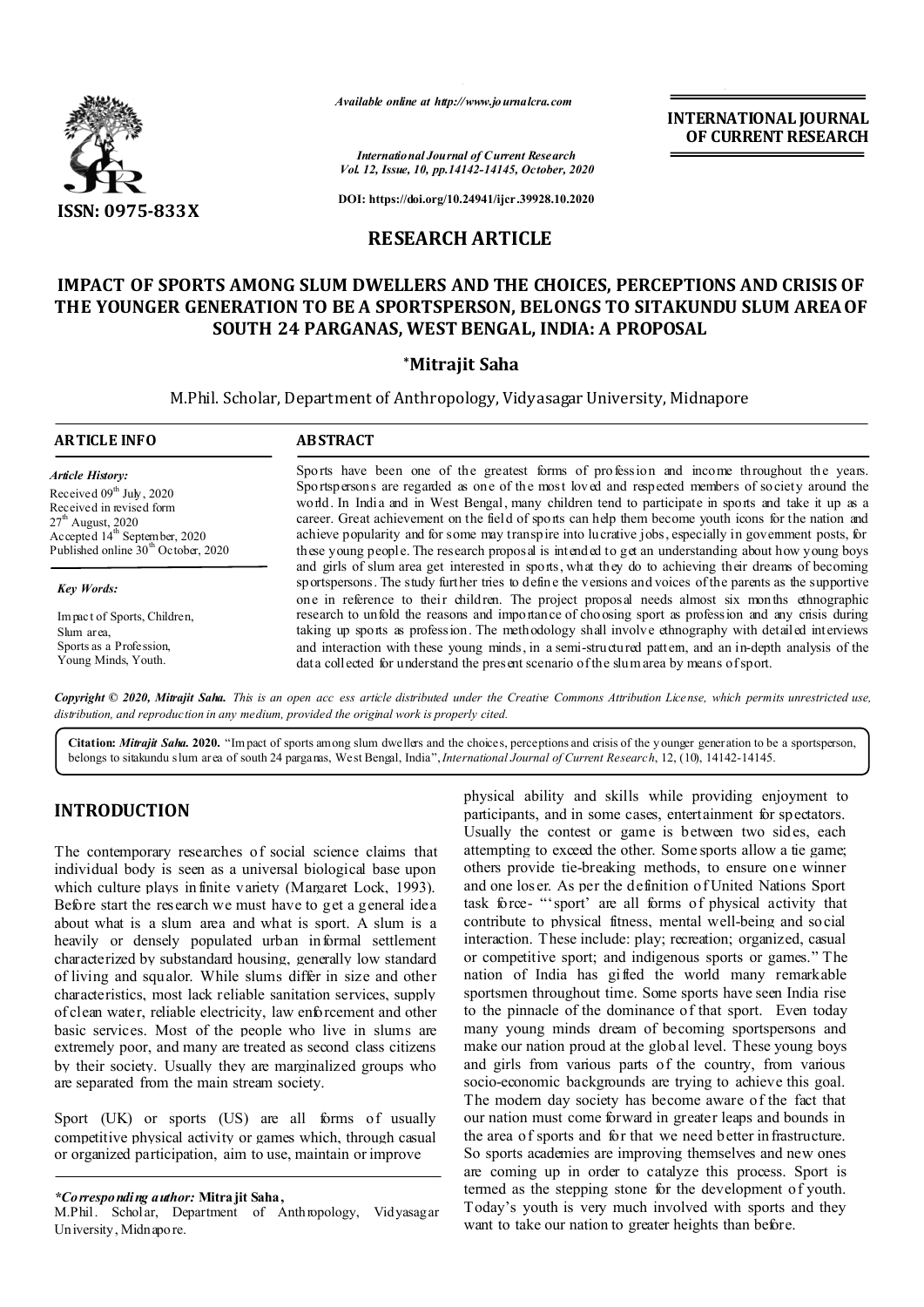ISSN: 0975-833X

*Available online at http://www.journalcra.com*

*International Journal of Current Research*
*Vol. 12, Issue, 10, pp.14142-14145, October, 2020*

**DOI: https://doi.org/10.24941/ijcr.39928.10.2020**

**INTERNATIONAL JOURNAL OF CURRENT RESEARCH**

## RESEARCH ARTICLE

# IMPACT OF SPORTS AMONG SLUM DWELLERS AND THE CHOICES, PERCEPTIONS AND CRISIS OF THE YOUNGER GENERATION TO BE A SPORTSPERSON, BELONGS TO SITAKUNDU SLUM AREA OF SOUTH 24 PARGANAS, WEST BENGAL, INDIA: A PROPOSAL

**\*Mitrajit Saha**

M.Phil. Scholar, Department of Anthropology, Vidyasagar University, Midnapore

### ARTICLE INFO

*Article History:*

Received 09th July, 2020
Received in revised form 27th August, 2020
Accepted 14th September, 2020
Published online 30th October, 2020

*Key Words:*

Impact of Sports, Children, Slum area, Sports as a Profession, Young Minds, Youth.

### ABSTRACT

Sports have been one of the greatest forms of profession and income throughout the years. Sportspersons are regarded as one of the most loved and respected members of society around the world. In India and in West Bengal, many children tend to participate in sports and take it up as a career. Great achievement on the field of sports can help them become youth icons for the nation and achieve popularity and for some may transpire into lucrative jobs, especially in government posts, for these young people. The research proposal is intended to get an understanding about how young boys and girls of slum area get interested in sports, what they do to achieving their dreams of becoming sportspersons. The study further tries to define the versions and voices of the parents as the supportive one in reference to their children. The project proposal needs almost six months ethnographic research to unfold the reasons and importance of choosing sport as profession and any crisis during taking up sports as profession. The methodology shall involve ethnography with detailed interviews and interaction with these young minds, in a semi-structured pattern, and an in-depth analysis of the data collected for understand the present scenario of the slum area by means of sport.

*Copyright © 2020, Mitrajit Saha. This is an open access article distributed under the Creative Commons Attribution License, which permits unrestricted use, distribution, and reproduction in any medium, provided the original work is properly cited.*

**Citation:** *Mitrajit Saha.* **2020.** "Impact of sports among slum dwellers and the choices, perceptions and crisis of the younger generation to be a sportsperson, belongs to sitakundu slum area of south 24 parganas, West Bengal, India", *International Journal of Current Research*, 12, (10), 14142-14145.

## INTRODUCTION

The contemporary researches of social science claims that individual body is seen as a universal biological base upon which culture plays infinite variety (Margaret Lock, 1993). Before start the research we must have to get a general idea about what is a slum area and what is sport. A slum is a heavily or densely populated urban informal settlement characterized by substandard housing, generally low standard of living and squalor. While slums differ in size and other characteristics, most lack reliable sanitation services, supply of clean water, reliable electricity, law enforcement and other basic services. Most of the people who live in slums are extremely poor, and many are treated as second class citizens by their society. Usually they are marginalized groups who are separated from the main stream society.

Sport (UK) or sports (US) are all forms of usually competitive physical activity or games which, through casual or organized participation, aim to use, maintain or improve physical ability and skills while providing enjoyment to participants, and in some cases, entertainment for spectators. Usually the contest or game is between two sides, each attempting to exceed the other. Some sports allow a tie game; others provide tie-breaking methods, to ensure one winner and one loser. As per the definition of United Nations Sport task force- "'sport' are all forms of physical activity that contribute to physical fitness, mental well-being and social interaction. These include: play; recreation; organized, casual or competitive sport; and indigenous sports or games." The nation of India has gifted the world many remarkable sportsmen throughout time. Some sports have seen India rise to the pinnacle of the dominance of that sport. Even today many young minds dream of becoming sportspersons and make our nation proud at the global level. These young boys and girls from various parts of the country, from various socio-economic backgrounds are trying to achieve this goal. The modern day society has become aware of the fact that our nation must come forward in greater leaps and bounds in the area of sports and for that we need better infrastructure. So sports academies are improving themselves and new ones are coming up in order to catalyze this process. Sport is termed as the stepping stone for the development of youth. Today's youth is very much involved with sports and they want to take our nation to greater heights than before.

*\*Corresponding author:* **Mitrajit Saha,**
M.Phil. Scholar, Department of Anthropology, Vidyasagar University, Midnapore.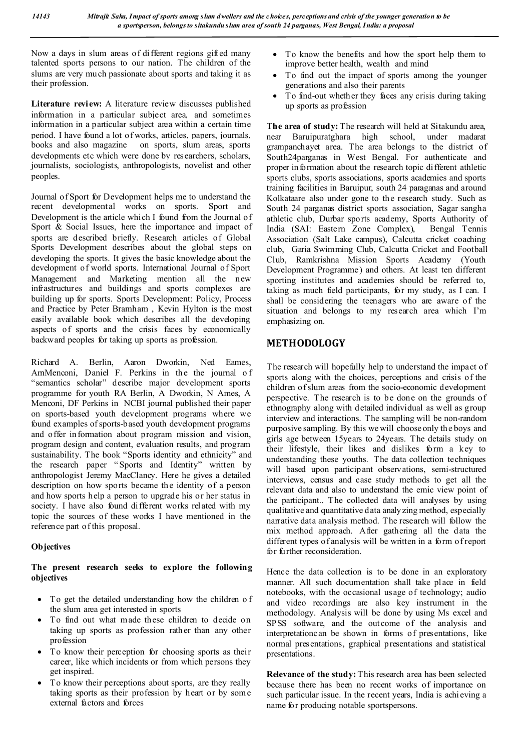Now a days in slum areas of different regions gifted many talented sports persons to our nation. The children of the slums are very much passionate about sports and taking it as their profession.

**Literature review:** A literature review discusses published information in a particular subject area, and sometimes information in a particular subject area within a certain time period. I have found a lot of works, articles, papers, journals, books and also magazine on sports, slum areas, sports developments etc which were done by researchers, scholars, journalists, sociologists, anthropologists, novelist and other peoples.

Journal of Sport for Development helps me to understand the recent developmental works on sports. Sport and Development is the article which I found from the Journal of Sport & Social Issues, here the importance and impact of sports are described briefly. Research articles of Global Sports Development describes about the global steps on developing the sports. It gives the basic knowledge about the development of world sports. International Journal of Sport Management and Marketing mention all the new infrastructures and buildings and sports complexes are building up for sports. Sports Development: Policy, Process and Practice by Peter Bramham , Kevin Hylton is the most easily available book which describes all the developing aspects of sports and the crisis faces by economically backward peoples for taking up sports as profession.

Richard A. Berlin, Aaron Dworkin, Ned Eames, AmMenconi, Daniel F. Perkins in the the journal of "semantics scholar" describe major development sports programme for youth RA Berlin, A Dworkin, N Ames, A Menconi, DF Perkins in NCBI journal published their paper on sports-based youth development programs where we found examples of sports-based youth development programs and offer information about program mission and vision, program design and content, evaluation results, and program sustainability. The book "Sports identity and ethnicity" and the research paper "Sports and Identity" written by anthropologist Jeremy MacClancy. Here he gives a detailed description on how sports became the identity of a person and how sports help a person to upgrade his or her status in society. I have also found different works related with my topic the sources of these works I have mentioned in the reference part of this proposal.

**Objectives**

**The present research seeks to explore the following objectives**

- To get the detailed understanding how the children of the slum area get interested in sports
- To find out what made these children to decide on taking up sports as profession rather than any other profession
- To know their perception for choosing sports as their career, like which incidents or from which persons they get inspired.
- To know their perceptions about sports, are they really taking sports as their profession by heart or by some external factors and forces
- To know the benefits and how the sport help them to improve better health, wealth and mind
- To find out the impact of sports among the younger generations and also their parents
- To find-out whether they faces any crisis during taking up sports as profession

**The area of study:** The research will held at Sitakundu area, near Baruipuratghara high school, under madarat grampanchayet area. The area belongs to the district of South24parganas in West Bengal. For authenticate and proper information about the research topic different athletic sports clubs, sports associations, sports academies and sports training facilities in Baruipur, south 24 paraganas and around Kolkataare also under gone to the research study. Such as South 24 parganas district sports association, Sagar sangha athletic club, Durbar sports academy, Sports Authority of India (SAI: Eastern Zone Complex), Bengal Tennis Association (Salt Lake campus), Calcutta cricket coaching club, Garia Swimming Club, Calcutta Cricket and Football Club, Ramkrishna Mission Sports Academy (Youth Development Programme) and others. At least ten different sporting institutes and academies should be referred to, taking as much field participants, for my study, as I can. I shall be considering the teenagers who are aware of the situation and belongs to my research area which I'm emphasizing on.

## METHODOLOGY

The research will hopefully help to understand the impact of sports along with the choices, perceptions and crisis of the children of slum areas from the socio-economic development perspective. The research is to be done on the grounds of ethnography along with detailed individual as well as group interview and interactions. The sampling will be non-random purposive sampling. By this we will choose only the boys and girls age between 15years to 24years. The details study on their lifestyle, their likes and dislikes form a key to understanding these youths. The data collection techniques will based upon participant observations, semi-structured interviews, census and case study methods to get all the relevant data and also to understand the emic view point of the participant.. The collected data will analyses by using qualitative and quantitative data analyzing method, especially narrative data analysis method. The research will follow the mix method approach. After gathering all the data the different types of analysis will be written in a form of report for further reconsideration.

Hence the data collection is to be done in an exploratory manner. All such documentation shall take place in field notebooks, with the occasional usage of technology; audio and video recordings are also key instrument in the methodology. Analysis will be done by using Ms excel and SPSS software, and the outcome of the analysis and interpretationcan be shown in forms of presentations, like normal presentations, graphical presentations and statistical presentations.

**Relevance of the study:** This research area has been selected because there has been no recent works of importance on such particular issue. In the recent years, India is achieving a name for producing notable sportspersons.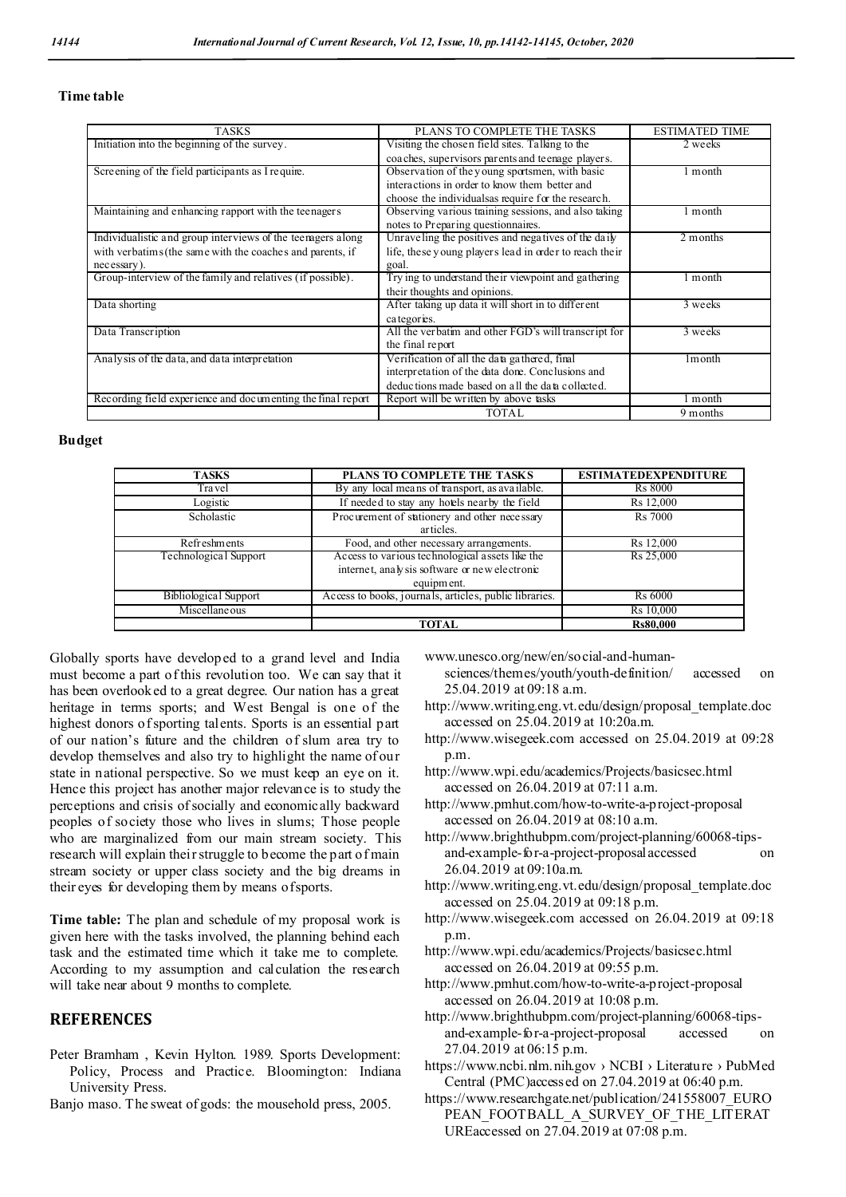**Time table**

| TASKS | PLANS TO COMPLETE THE TASKS | ESTIMATED TIME |
| --- | --- | --- |
| Initiation into the beginning of the survey. | Visiting the chosen field sites. Talking to the coaches, supervisors parents and teenage players. | 2 weeks |
| Screening of the field participants as I require. | Observation of the young sportsmen, with basic interactions in order to know them better and choose the individualsas require for the research. | 1 month |
| Maintaining and enhancing rapport with the teenagers | Observing various training sessions, and also taking notes to Preparing questionnaires. | 1 month |
| Individualistic and group interviews of the teenagers along with verbatims (the same with the coaches and parents, if necessary). | Unraveling the positives and negatives of the daily life, these young players lead in order to reach their goal. | 2 months |
| Group-interview of the family and relatives (if possible). | Trying to understand their viewpoint and gathering their thoughts and opinions. | 1 month |
| Data shorting | After taking up data it will short in to different categories. | 3 weeks |
| Data Transcription | All the verbatim and other FGD's will transcript for the final report | 3 weeks |
| Analysis of the data, and data interpretation | Verification of all the data gathered, final interpretation of the data done. Conclusions and deductions made based on all the data collected. | 1month |
| Recording field experience and documenting the final report | Report will be written by above tasks | 1 month |
| | TOTAL | 9 months |

**Budget**

| TASKS | PLANS TO COMPLETE THE TASKS | ESTIMATEDEXPENDITURE |
| --- | --- | --- |
| Travel | By any local means of transport, as available. | Rs 8000 |
| Logistic | If needed to stay any hotels nearby the field | Rs 12,000 |
| Scholastic | Procurement of stationery and other necessary articles. | Rs 7000 |
| Refreshments | Food, and other necessary arrangements. | Rs 12,000 |
| Technological Support | Access to various technological assets like the internet, analysis software or new electronic equipment. | Rs 25,000 |
| Bibliological Support | Access to books, journals, articles, public libraries. | Rs 6000 |
| Miscellaneous | | Rs 10,000 |
| | **TOTAL** | **Rs80,000** |

Globally sports have developed to a grand level and India must become a part of this revolution too. We can say that it has been overlooked to a great degree. Our nation has a great heritage in terms sports; and West Bengal is one of the highest donors of sporting talents. Sports is an essential part of our nation's future and the children of slum area try to develop themselves and also try to highlight the name of our state in national perspective. So we must keep an eye on it. Hence this project has another major relevance is to study the perceptions and crisis of socially and economically backward peoples of society those who lives in slums; Those people who are marginalized from our main stream society. This research will explain their struggle to become the part of main stream society or upper class society and the big dreams in their eyes for developing them by means of sports.

**Time table:** The plan and schedule of my proposal work is given here with the tasks involved, the planning behind each task and the estimated time which it take me to complete. According to my assumption and calculation the research will take near about 9 months to complete.

## REFERENCES

Peter Bramham , Kevin Hylton. 1989. Sports Development: Policy, Process and Practice. Bloomington: Indiana University Press.

Banjo maso. The sweat of gods: the mousehold press, 2005.

www.unesco.org/new/en/social-and-human-sciences/themes/youth/youth-definition/ accessed on 25.04.2019 at 09:18 a.m.

http://www.writing.eng.vt.edu/design/proposal_template.doc accessed on 25.04.2019 at 10:20a.m.

http://www.wisegeek.com accessed on 25.04.2019 at 09:28 p.m.

http://www.wpi.edu/academics/Projects/basicsec.html accessed on 26.04.2019 at 07:11 a.m.

http://www.pmhut.com/how-to-write-a-project-proposal accessed on 26.04.2019 at 08:10 a.m.

http://www.brighthubpm.com/project-planning/60068-tips-and-example-for-a-project-proposal accessed on 26.04.2019 at 09:10a.m.

http://www.writing.eng.vt.edu/design/proposal_template.doc accessed on 25.04.2019 at 09:18 p.m.

http://www.wisegeek.com accessed on 26.04.2019 at 09:18 p.m.

http://www.wpi.edu/academics/Projects/basicsec.html accessed on 26.04.2019 at 09:55 p.m.

http://www.pmhut.com/how-to-write-a-project-proposal accessed on 26.04.2019 at 10:08 p.m.

http://www.brighthubpm.com/project-planning/60068-tips-and-example-for-a-project-proposal accessed on 27.04.2019 at 06:15 p.m.

https://www.ncbi.nlm.nih.gov › NCBI › Literature › PubMed Central (PMC)accessed on 27.04.2019 at 06:40 p.m.

https://www.researchgate.net/publication/241558007_EUROPEAN_FOOTBALL_A_SURVEY_OF_THE_LITERATUREaccessed on 27.04.2019 at 07:08 p.m.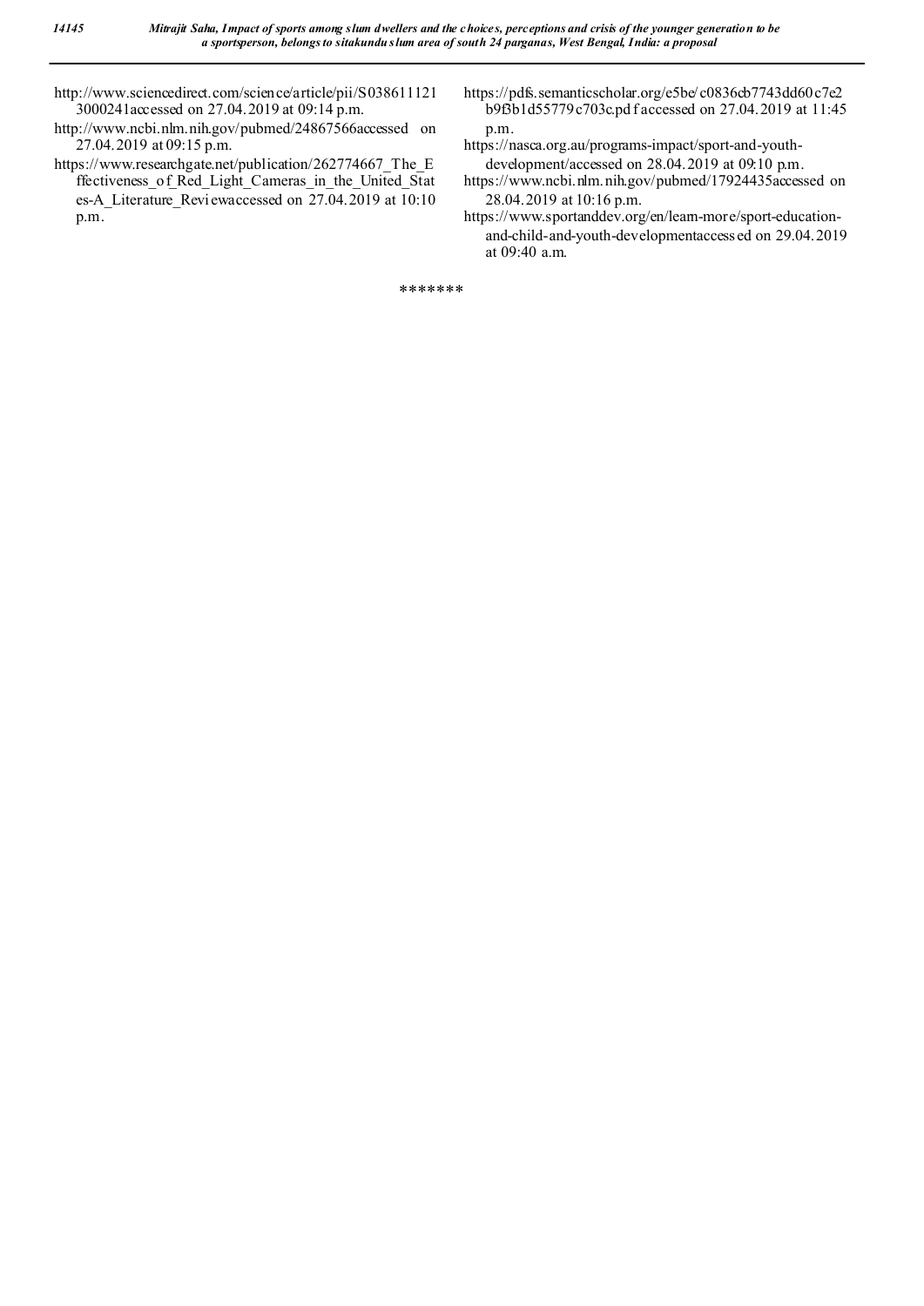http://www.sciencedirect.com/science/article/pii/S0386111213000241accessed on 27.04.2019 at 09:14 p.m.

http://www.ncbi.nlm.nih.gov/pubmed/24867566accessed on 27.04.2019 at 09:15 p.m.

https://www.researchgate.net/publication/262774667_The_Effectiveness_of_Red_Light_Cameras_in_the_United_States-A_Literature_Reviewaccessed on 27.04.2019 at 10:10 p.m.

https://pdfs.semanticscholar.org/e5be/c0836cb7743dd60c7e2b9f3b1d55779c703c.pdf accessed on 27.04.2019 at 11:45 p.m.

https://nasca.org.au/programs-impact/sport-and-youth-development/accessed on 28.04.2019 at 09:10 p.m.

https://www.ncbi.nlm.nih.gov/pubmed/17924435accessed on 28.04.2019 at 10:16 p.m.

https://www.sportanddev.org/en/learn-more/sport-education-and-child-and-youth-developmentaccessed on 29.04.2019 at 09:40 a.m.

*******